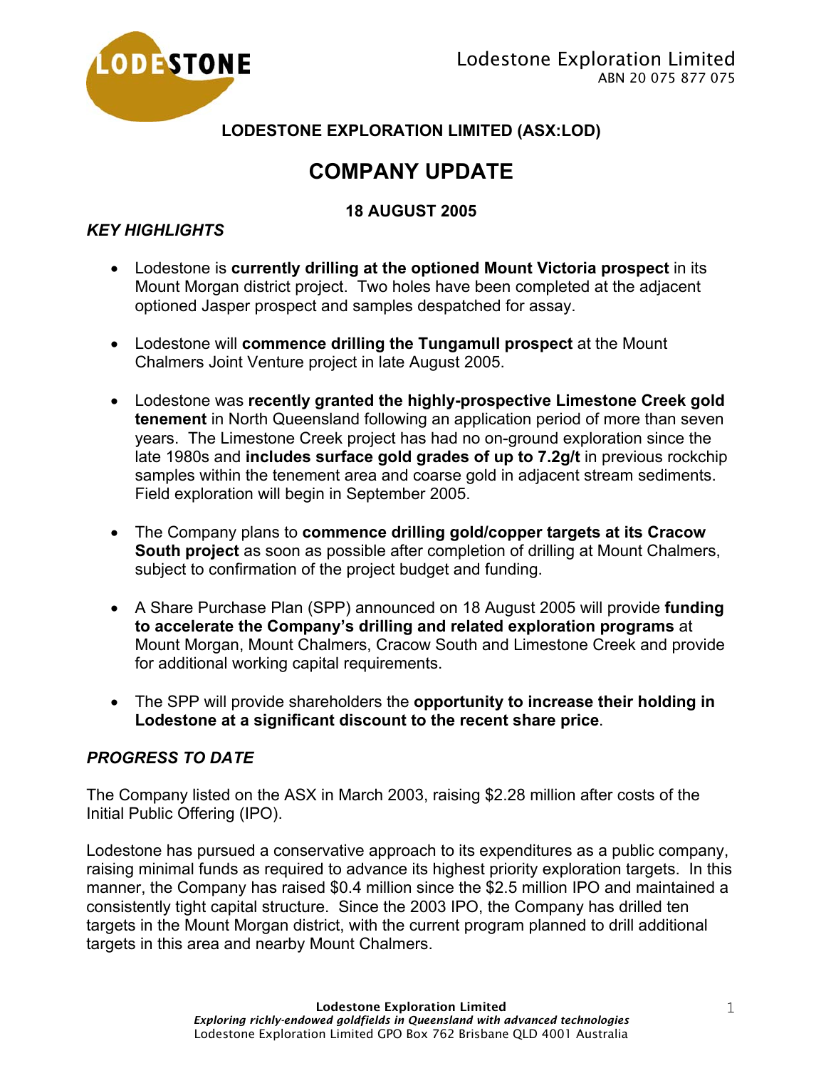Lodestone Exploration Limited
ABN 20 075 877 075

**LODESTONE EXPLORATION LIMITED (ASX:LOD)**

# COMPANY UPDATE

**18 AUGUST 2005**

### *KEY HIGHLIGHTS*

- Lodestone is **currently drilling at the optioned Mount Victoria prospect** in its Mount Morgan district project. Two holes have been completed at the adjacent optioned Jasper prospect and samples despatched for assay.
- Lodestone will **commence drilling the Tungamull prospect** at the Mount Chalmers Joint Venture project in late August 2005.
- Lodestone was **recently granted the highly-prospective Limestone Creek gold tenement** in North Queensland following an application period of more than seven years. The Limestone Creek project has had no on-ground exploration since the late 1980s and **includes surface gold grades of up to 7.2g/t** in previous rockchip samples within the tenement area and coarse gold in adjacent stream sediments. Field exploration will begin in September 2005.
- The Company plans to **commence drilling gold/copper targets at its Cracow South project** as soon as possible after completion of drilling at Mount Chalmers, subject to confirmation of the project budget and funding.
- A Share Purchase Plan (SPP) announced on 18 August 2005 will provide **funding to accelerate the Company's drilling and related exploration programs** at Mount Morgan, Mount Chalmers, Cracow South and Limestone Creek and provide for additional working capital requirements.
- The SPP will provide shareholders the **opportunity to increase their holding in Lodestone at a significant discount to the recent share price**.

### *PROGRESS TO DATE*

The Company listed on the ASX in March 2003, raising $2.28 million after costs of the Initial Public Offering (IPO).

Lodestone has pursued a conservative approach to its expenditures as a public company, raising minimal funds as required to advance its highest priority exploration targets. In this manner, the Company has raised $0.4 million since the $2.5 million IPO and maintained a consistently tight capital structure. Since the 2003 IPO, the Company has drilled ten targets in the Mount Morgan district, with the current program planned to drill additional targets in this area and nearby Mount Chalmers.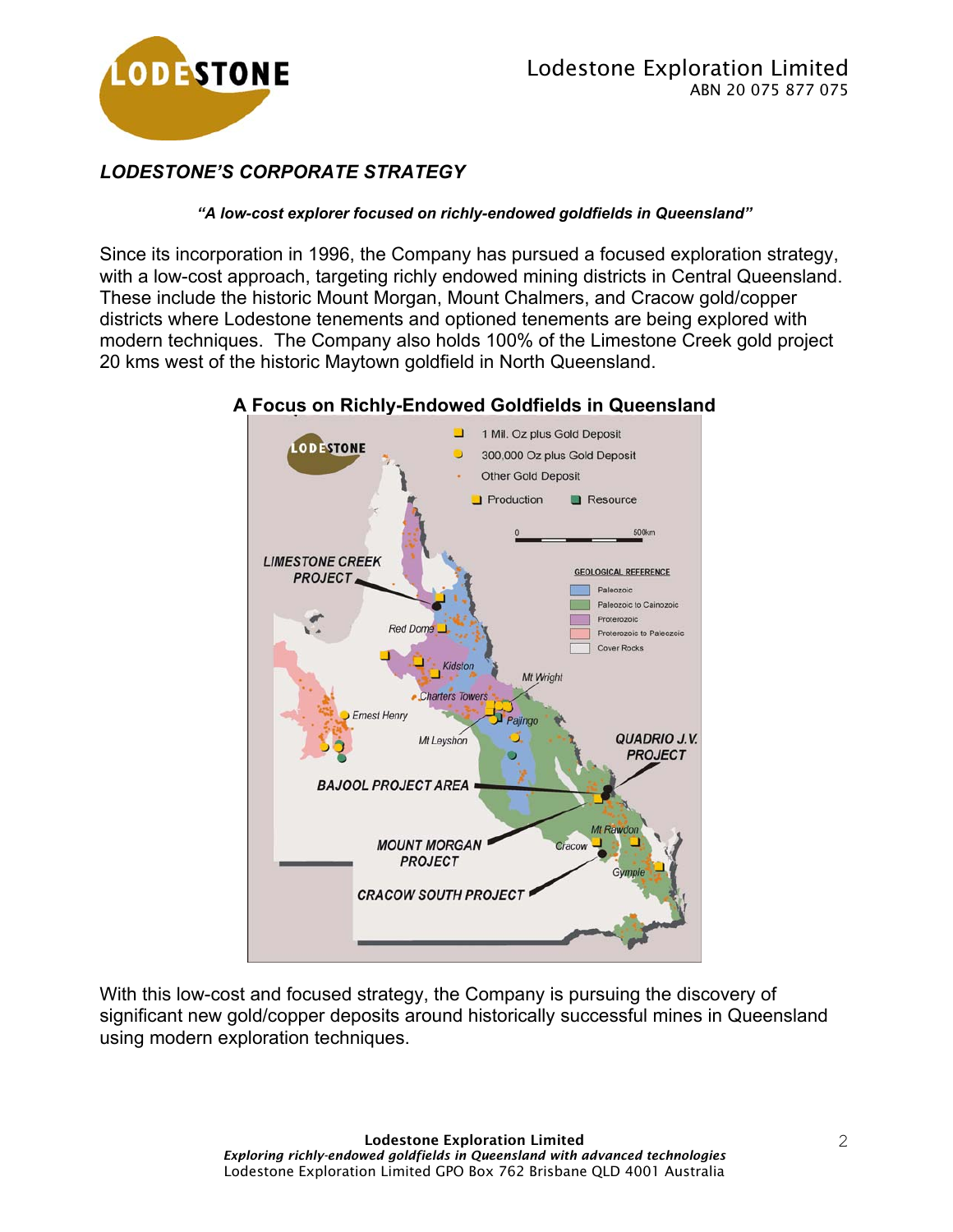## *LODESTONE'S CORPORATE STRATEGY*

***"A low-cost explorer focused on richly-endowed goldfields in Queensland"***

Since its incorporation in 1996, the Company has pursued a focused exploration strategy, with a low-cost approach, targeting richly endowed mining districts in Central Queensland. These include the historic Mount Morgan, Mount Chalmers, and Cracow gold/copper districts where Lodestone tenements and optioned tenements are being explored with modern techniques. The Company also holds 100% of the Limestone Creek gold project 20 kms west of the historic Maytown goldfield in North Queensland.

**A Focus on Richly-Endowed Goldfields in Queensland**

With this low-cost and focused strategy, the Company is pursuing the discovery of significant new gold/copper deposits around historically successful mines in Queensland using modern exploration techniques.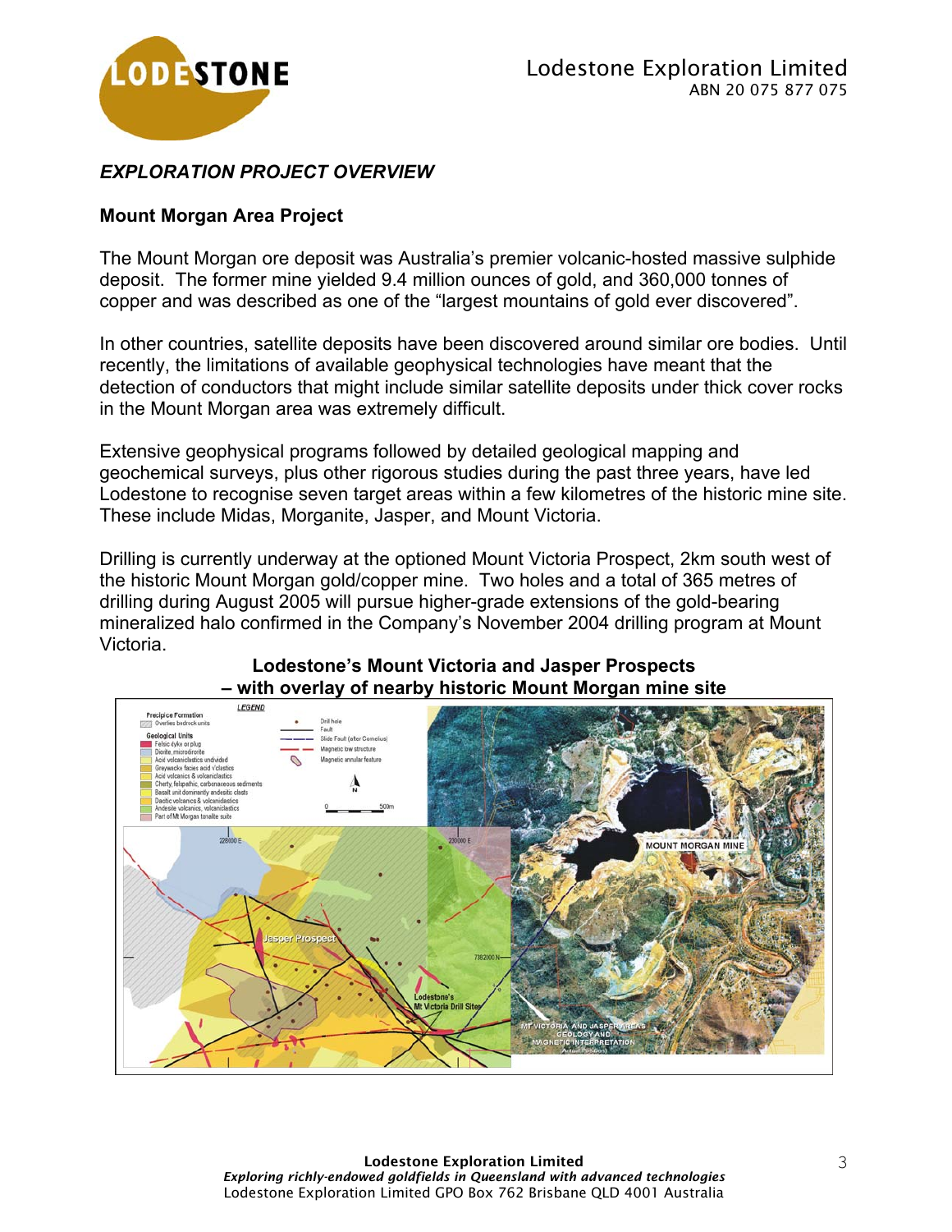## *EXPLORATION PROJECT OVERVIEW*

### Mount Morgan Area Project

The Mount Morgan ore deposit was Australia's premier volcanic-hosted massive sulphide deposit. The former mine yielded 9.4 million ounces of gold, and 360,000 tonnes of copper and was described as one of the "largest mountains of gold ever discovered".

In other countries, satellite deposits have been discovered around similar ore bodies. Until recently, the limitations of available geophysical technologies have meant that the detection of conductors that might include similar satellite deposits under thick cover rocks in the Mount Morgan area was extremely difficult.

Extensive geophysical programs followed by detailed geological mapping and geochemical surveys, plus other rigorous studies during the past three years, have led Lodestone to recognise seven target areas within a few kilometres of the historic mine site. These include Midas, Morganite, Jasper, and Mount Victoria.

Drilling is currently underway at the optioned Mount Victoria Prospect, 2km south west of the historic Mount Morgan gold/copper mine. Two holes and a total of 365 metres of drilling during August 2005 will pursue higher-grade extensions of the gold-bearing mineralized halo confirmed in the Company's November 2004 drilling program at Mount Victoria.

**Lodestone's Mount Victoria and Jasper Prospects – with overlay of nearby historic Mount Morgan mine site**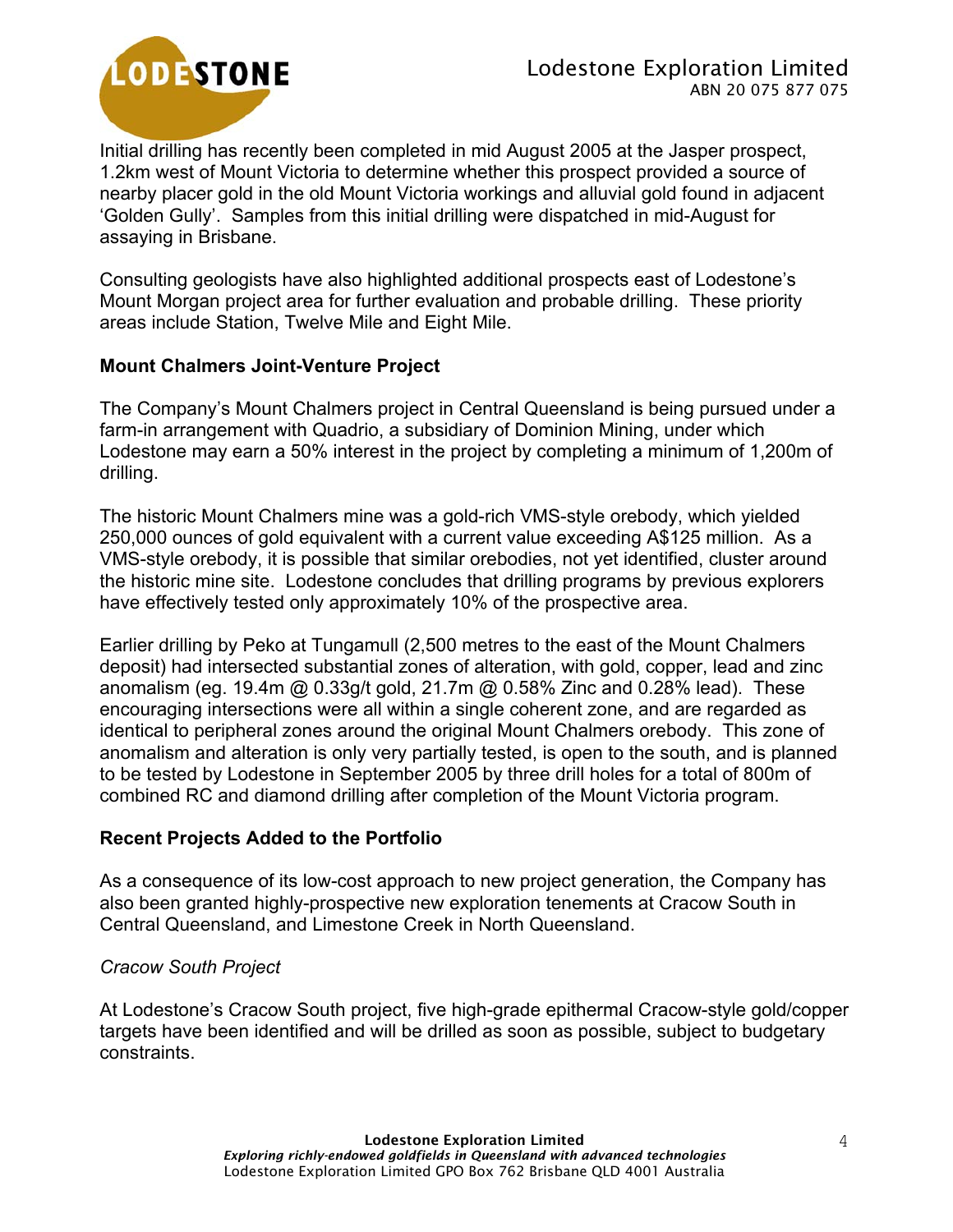Initial drilling has recently been completed in mid August 2005 at the Jasper prospect, 1.2km west of Mount Victoria to determine whether this prospect provided a source of nearby placer gold in the old Mount Victoria workings and alluvial gold found in adjacent 'Golden Gully'. Samples from this initial drilling were dispatched in mid-August for assaying in Brisbane.

Consulting geologists have also highlighted additional prospects east of Lodestone's Mount Morgan project area for further evaluation and probable drilling. These priority areas include Station, Twelve Mile and Eight Mile.

**Mount Chalmers Joint-Venture Project**

The Company's Mount Chalmers project in Central Queensland is being pursued under a farm-in arrangement with Quadrio, a subsidiary of Dominion Mining, under which Lodestone may earn a 50% interest in the project by completing a minimum of 1,200m of drilling.

The historic Mount Chalmers mine was a gold-rich VMS-style orebody, which yielded 250,000 ounces of gold equivalent with a current value exceeding A$125 million. As a VMS-style orebody, it is possible that similar orebodies, not yet identified, cluster around the historic mine site. Lodestone concludes that drilling programs by previous explorers have effectively tested only approximately 10% of the prospective area.

Earlier drilling by Peko at Tungamull (2,500 metres to the east of the Mount Chalmers deposit) had intersected substantial zones of alteration, with gold, copper, lead and zinc anomalism (eg. 19.4m @ 0.33g/t gold, 21.7m @ 0.58% Zinc and 0.28% lead). These encouraging intersections were all within a single coherent zone, and are regarded as identical to peripheral zones around the original Mount Chalmers orebody. This zone of anomalism and alteration is only very partially tested, is open to the south, and is planned to be tested by Lodestone in September 2005 by three drill holes for a total of 800m of combined RC and diamond drilling after completion of the Mount Victoria program.

**Recent Projects Added to the Portfolio**

As a consequence of its low-cost approach to new project generation, the Company has also been granted highly-prospective new exploration tenements at Cracow South in Central Queensland, and Limestone Creek in North Queensland.

*Cracow South Project*

At Lodestone's Cracow South project, five high-grade epithermal Cracow-style gold/copper targets have been identified and will be drilled as soon as possible, subject to budgetary constraints.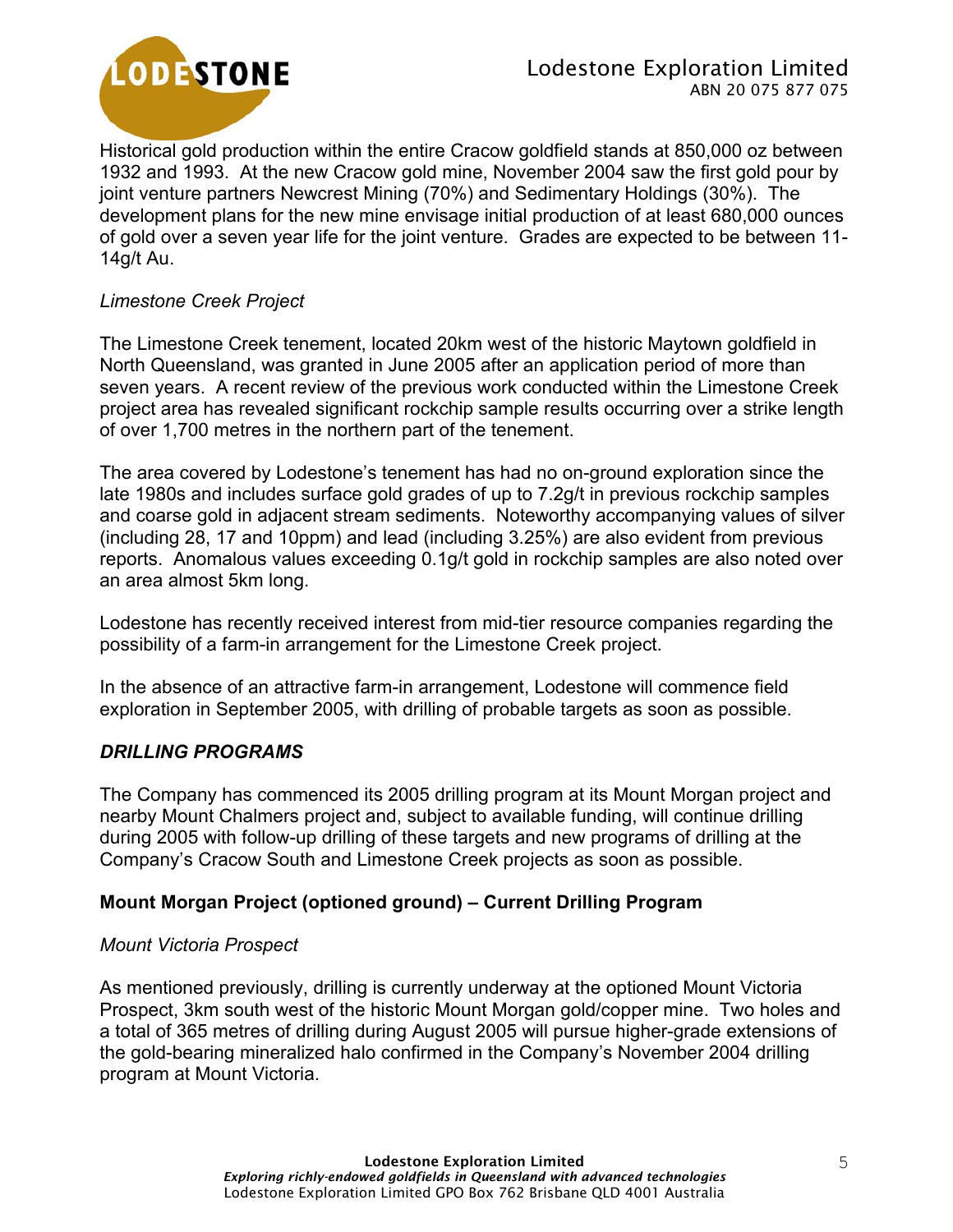Historical gold production within the entire Cracow goldfield stands at 850,000 oz between 1932 and 1993. At the new Cracow gold mine, November 2004 saw the first gold pour by joint venture partners Newcrest Mining (70%) and Sedimentary Holdings (30%). The development plans for the new mine envisage initial production of at least 680,000 ounces of gold over a seven year life for the joint venture. Grades are expected to be between 11-14g/t Au.

*Limestone Creek Project*

The Limestone Creek tenement, located 20km west of the historic Maytown goldfield in North Queensland, was granted in June 2005 after an application period of more than seven years. A recent review of the previous work conducted within the Limestone Creek project area has revealed significant rockchip sample results occurring over a strike length of over 1,700 metres in the northern part of the tenement.

The area covered by Lodestone's tenement has had no on-ground exploration since the late 1980s and includes surface gold grades of up to 7.2g/t in previous rockchip samples and coarse gold in adjacent stream sediments. Noteworthy accompanying values of silver (including 28, 17 and 10ppm) and lead (including 3.25%) are also evident from previous reports. Anomalous values exceeding 0.1g/t gold in rockchip samples are also noted over an area almost 5km long.

Lodestone has recently received interest from mid-tier resource companies regarding the possibility of a farm-in arrangement for the Limestone Creek project.

In the absence of an attractive farm-in arrangement, Lodestone will commence field exploration in September 2005, with drilling of probable targets as soon as possible.

## *DRILLING PROGRAMS*

The Company has commenced its 2005 drilling program at its Mount Morgan project and nearby Mount Chalmers project and, subject to available funding, will continue drilling during 2005 with follow-up drilling of these targets and new programs of drilling at the Company's Cracow South and Limestone Creek projects as soon as possible.

### Mount Morgan Project (optioned ground) – Current Drilling Program

*Mount Victoria Prospect*

As mentioned previously, drilling is currently underway at the optioned Mount Victoria Prospect, 3km south west of the historic Mount Morgan gold/copper mine. Two holes and a total of 365 metres of drilling during August 2005 will pursue higher-grade extensions of the gold-bearing mineralized halo confirmed in the Company's November 2004 drilling program at Mount Victoria.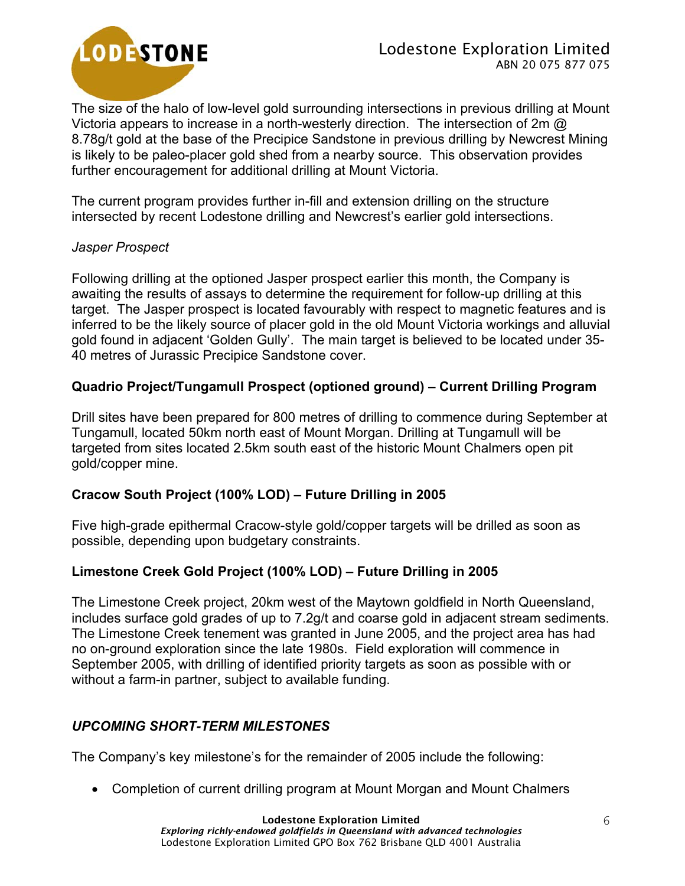The size of the halo of low-level gold surrounding intersections in previous drilling at Mount Victoria appears to increase in a north-westerly direction. The intersection of 2m @ 8.78g/t gold at the base of the Precipice Sandstone in previous drilling by Newcrest Mining is likely to be paleo-placer gold shed from a nearby source. This observation provides further encouragement for additional drilling at Mount Victoria.

The current program provides further in-fill and extension drilling on the structure intersected by recent Lodestone drilling and Newcrest's earlier gold intersections.

*Jasper Prospect*

Following drilling at the optioned Jasper prospect earlier this month, the Company is awaiting the results of assays to determine the requirement for follow-up drilling at this target. The Jasper prospect is located favourably with respect to magnetic features and is inferred to be the likely source of placer gold in the old Mount Victoria workings and alluvial gold found in adjacent 'Golden Gully'. The main target is believed to be located under 35-40 metres of Jurassic Precipice Sandstone cover.

**Quadrio Project/Tungamull Prospect (optioned ground) – Current Drilling Program**

Drill sites have been prepared for 800 metres of drilling to commence during September at Tungamull, located 50km north east of Mount Morgan. Drilling at Tungamull will be targeted from sites located 2.5km south east of the historic Mount Chalmers open pit gold/copper mine.

**Cracow South Project (100% LOD) – Future Drilling in 2005**

Five high-grade epithermal Cracow-style gold/copper targets will be drilled as soon as possible, depending upon budgetary constraints.

**Limestone Creek Gold Project (100% LOD) – Future Drilling in 2005**

The Limestone Creek project, 20km west of the Maytown goldfield in North Queensland, includes surface gold grades of up to 7.2g/t and coarse gold in adjacent stream sediments. The Limestone Creek tenement was granted in June 2005, and the project area has had no on-ground exploration since the late 1980s. Field exploration will commence in September 2005, with drilling of identified priority targets as soon as possible with or without a farm-in partner, subject to available funding.

## *UPCOMING SHORT-TERM MILESTONES*

The Company's key milestone's for the remainder of 2005 include the following:

- Completion of current drilling program at Mount Morgan and Mount Chalmers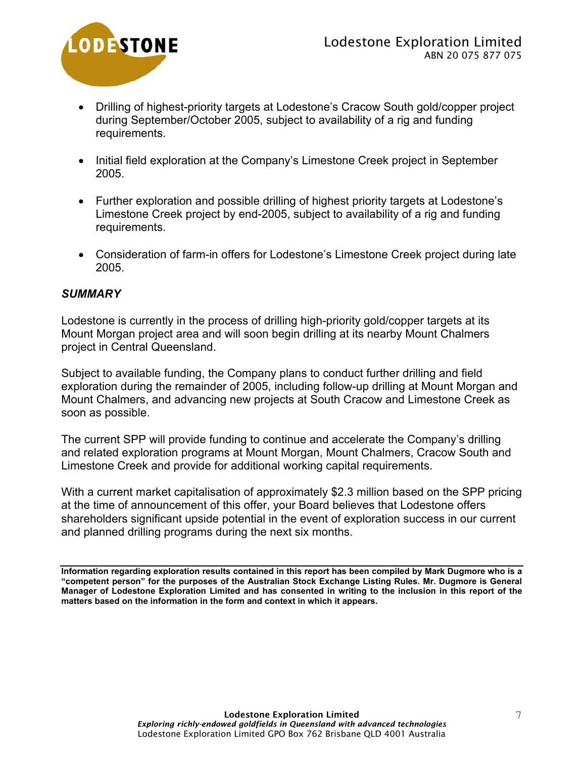- Drilling of highest-priority targets at Lodestone's Cracow South gold/copper project during September/October 2005, subject to availability of a rig and funding requirements.

- Initial field exploration at the Company's Limestone Creek project in September 2005.

- Further exploration and possible drilling of highest priority targets at Lodestone's Limestone Creek project by end-2005, subject to availability of a rig and funding requirements.

- Consideration of farm-in offers for Lodestone's Limestone Creek project during late 2005.

## *SUMMARY*

Lodestone is currently in the process of drilling high-priority gold/copper targets at its Mount Morgan project area and will soon begin drilling at its nearby Mount Chalmers project in Central Queensland.

Subject to available funding, the Company plans to conduct further drilling and field exploration during the remainder of 2005, including follow-up drilling at Mount Morgan and Mount Chalmers, and advancing new projects at South Cracow and Limestone Creek as soon as possible.

The current SPP will provide funding to continue and accelerate the Company's drilling and related exploration programs at Mount Morgan, Mount Chalmers, Cracow South and Limestone Creek and provide for additional working capital requirements.

With a current market capitalisation of approximately $2.3 million based on the SPP pricing at the time of announcement of this offer, your Board believes that Lodestone offers shareholders significant upside potential in the event of exploration success in our current and planned drilling programs during the next six months.

---

**Information regarding exploration results contained in this report has been compiled by Mark Dugmore who is a "competent person" for the purposes of the Australian Stock Exchange Listing Rules. Mr. Dugmore is General Manager of Lodestone Exploration Limited and has consented in writing to the inclusion in this report of the matters based on the information in the form and context in which it appears.**